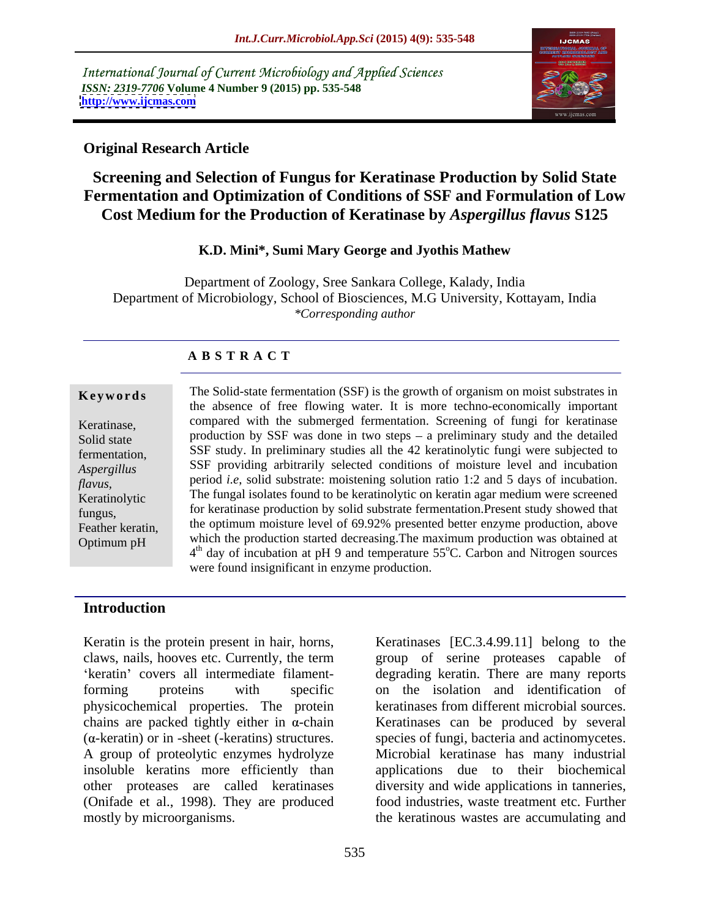International Journal of Current Microbiology and Applied Sciences
*ISSN: 2319-7706* **Volume 4 Number 9 (2015) pp. 535-548**
**http://www.ijcmas.com**

**Original Research Article**

# Screening and Selection of Fungus for Keratinase Production by Solid State Fermentation and Optimization of Conditions of SSF and Formulation of Low Cost Medium for the Production of Keratinase by *Aspergillus flavus* S125

**K.D. Mini\*, Sumi Mary George and Jyothis Mathew**

Department of Zoology, Sree Sankara College, Kalady, India
Department of Microbiology, School of Biosciences, M.G University, Kottayam, India
*\*Corresponding author*

## ABSTRACT

**Keywords**

Keratinase, Solid state fermentation, *Aspergillus flavus*, Keratinolytic fungus, Feather keratin, Optimum pH

The Solid-state fermentation (SSF) is the growth of organism on moist substrates in the absence of free flowing water. It is more techno-economically important compared with the submerged fermentation. Screening of fungi for keratinase production by SSF was done in two steps – a preliminary study and the detailed SSF study. In preliminary studies all the 42 keratinolytic fungi were subjected to SSF providing arbitrarily selected conditions of moisture level and incubation period *i.e*, solid substrate: moistening solution ratio 1:2 and 5 days of incubation. The fungal isolates found to be keratinolytic on keratin agar medium were screened for keratinase production by solid substrate fermentation.Present study showed that the optimum moisture level of 69.92% presented better enzyme production, above which the production started decreasing.The maximum production was obtained at 4th day of incubation at pH 9 and temperature 55°C. Carbon and Nitrogen sources were found insignificant in enzyme production.

## Introduction

Keratin is the protein present in hair, horns, claws, nails, hooves etc. Currently, the term 'keratin' covers all intermediate filament-forming proteins with specific physicochemical properties. The protein chains are packed tightly either in α-chain (α-keratin) or in -sheet (-keratins) structures. A group of proteolytic enzymes hydrolyze insoluble keratins more efficiently than other proteases are called keratinases (Onifade et al., 1998). They are produced mostly by microorganisms.

Keratinases [EC.3.4.99.11] belong to the group of serine proteases capable of degrading keratin. There are many reports on the isolation and identification of keratinases from different microbial sources. Keratinases can be produced by several species of fungi, bacteria and actinomycetes. Microbial keratinase has many industrial applications due to their biochemical diversity and wide applications in tanneries, food industries, waste treatment etc. Further the keratinous wastes are accumulating and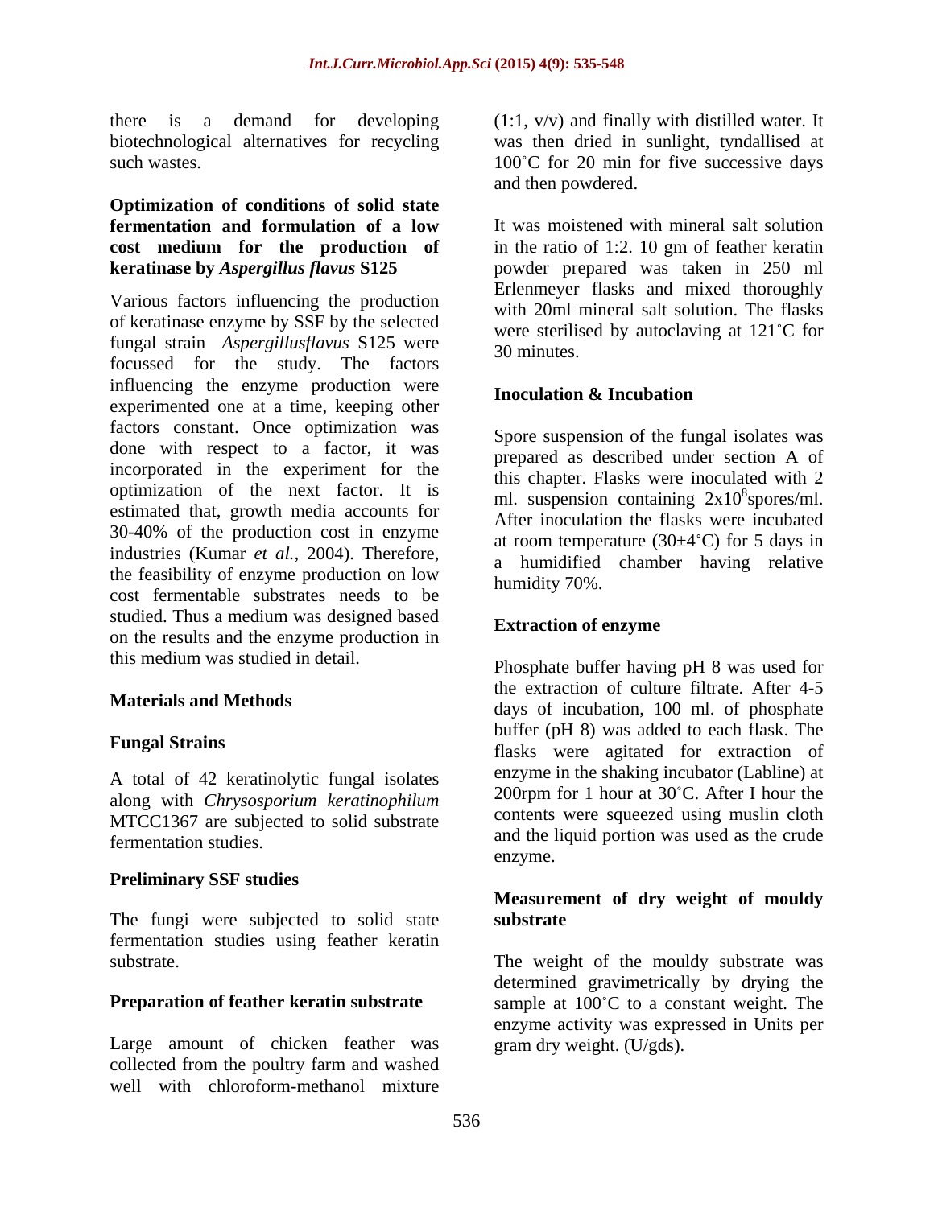there is a demand for developing biotechnological alternatives for recycling such wastes.

### Optimization of conditions of solid state fermentation and formulation of a low cost medium for the production of keratinase by *Aspergillus flavus* S125

Various factors influencing the production of keratinase enzyme by SSF by the selected fungal strain *Aspergillusflavus* S125 were focussed for the study. The factors influencing the enzyme production were experimented one at a time, keeping other factors constant. Once optimization was done with respect to a factor, it was incorporated in the experiment for the optimization of the next factor. It is estimated that, growth media accounts for 30-40% of the production cost in enzyme industries (Kumar *et al.*, 2004). Therefore, the feasibility of enzyme production on low cost fermentable substrates needs to be studied. Thus a medium was designed based on the results and the enzyme production in this medium was studied in detail.

## Materials and Methods

### Fungal Strains

A total of 42 keratinolytic fungal isolates along with *Chrysosporium keratinophilum* MTCC1367 are subjected to solid substrate fermentation studies.

### Preliminary SSF studies

The fungi were subjected to solid state fermentation studies using feather keratin substrate.

### Preparation of feather keratin substrate

Large amount of chicken feather was collected from the poultry farm and washed well with chloroform-methanol mixture (1:1, v/v) and finally with distilled water. It was then dried in sunlight, tyndallised at 100˚C for 20 min for five successive days and then powdered.

It was moistened with mineral salt solution in the ratio of 1:2. 10 gm of feather keratin powder prepared was taken in 250 ml Erlenmeyer flasks and mixed thoroughly with 20ml mineral salt solution. The flasks were sterilised by autoclaving at 121˚C for 30 minutes.

### Inoculation & Incubation

Spore suspension of the fungal isolates was prepared as described under section A of this chapter. Flasks were inoculated with 2 ml. suspension containing $2x10^8$spores/ml. After inoculation the flasks were incubated at room temperature (30±4˚C) for 5 days in a humidified chamber having relative humidity 70%.

### Extraction of enzyme

Phosphate buffer having pH 8 was used for the extraction of culture filtrate. After 4-5 days of incubation, 100 ml. of phosphate buffer (pH 8) was added to each flask. The flasks were agitated for extraction of enzyme in the shaking incubator (Labline) at 200rpm for 1 hour at 30˚C. After I hour the contents were squeezed using muslin cloth and the liquid portion was used as the crude enzyme.

### Measurement of dry weight of mouldy substrate

The weight of the mouldy substrate was determined gravimetrically by drying the sample at 100˚C to a constant weight. The enzyme activity was expressed in Units per gram dry weight. (U/gds).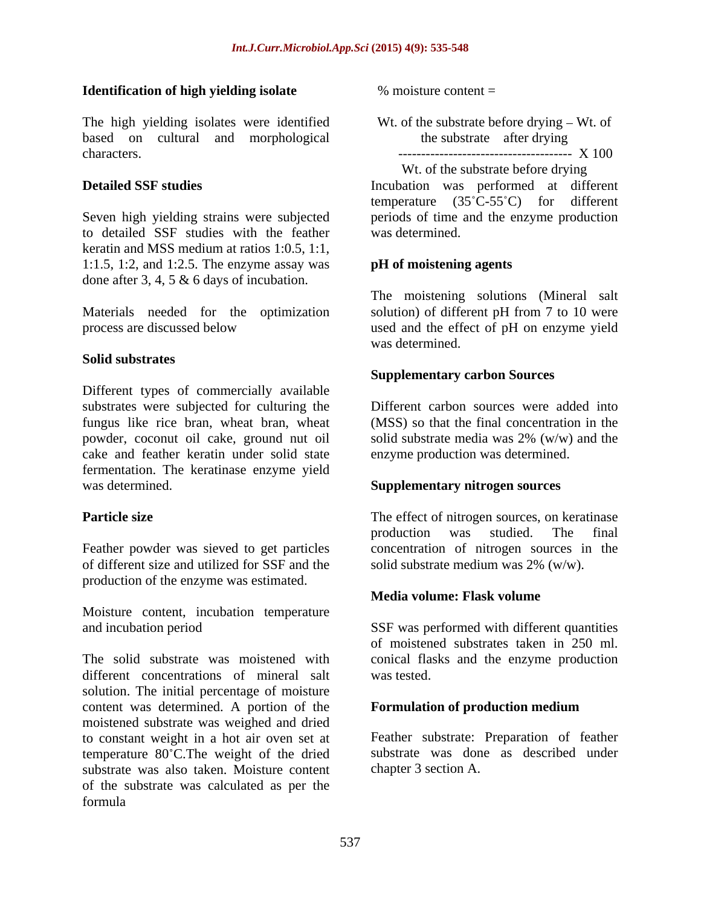### Identification of high yielding isolate

The high yielding isolates were identified based on cultural and morphological characters.

### Detailed SSF studies

Seven high yielding strains were subjected to detailed SSF studies with the feather keratin and MSS medium at ratios 1:0.5, 1:1, 1:1.5, 1:2, and 1:2.5. The enzyme assay was done after 3, 4, 5 & 6 days of incubation.

Materials needed for the optimization process are discussed below

### Solid substrates

Different types of commercially available substrates were subjected for culturing the fungus like rice bran, wheat bran, wheat powder, coconut oil cake, ground nut oil cake and feather keratin under solid state fermentation. The keratinase enzyme yield was determined.

### Particle size

Feather powder was sieved to get particles of different size and utilized for SSF and the production of the enzyme was estimated.

Moisture content, incubation temperature and incubation period

The solid substrate was moistened with different concentrations of mineral salt solution. The initial percentage of moisture content was determined. A portion of the moistened substrate was weighed and dried to constant weight in a hot air oven set at temperature 80˚C.The weight of the dried substrate was also taken. Moisture content of the substrate was calculated as per the formula

% moisture content =

$$\frac{\text{Wt. of the substrate before drying} - \text{Wt. of the substrate after drying}}{\text{Wt. of the substrate before drying}} \times 100$$

Incubation was performed at different temperature (35˚C-55˚C) for different periods of time and the enzyme production was determined.

### pH of moistening agents

The moistening solutions (Mineral salt solution) of different pH from 7 to 10 were used and the effect of pH on enzyme yield was determined.

### Supplementary carbon Sources

Different carbon sources were added into (MSS) so that the final concentration in the solid substrate media was 2% (w/w) and the enzyme production was determined.

### Supplementary nitrogen sources

The effect of nitrogen sources, on keratinase production was studied. The final concentration of nitrogen sources in the solid substrate medium was 2% (w/w).

### Media volume: Flask volume

SSF was performed with different quantities of moistened substrates taken in 250 ml. conical flasks and the enzyme production was tested.

### Formulation of production medium

Feather substrate: Preparation of feather substrate was done as described under chapter 3 section A.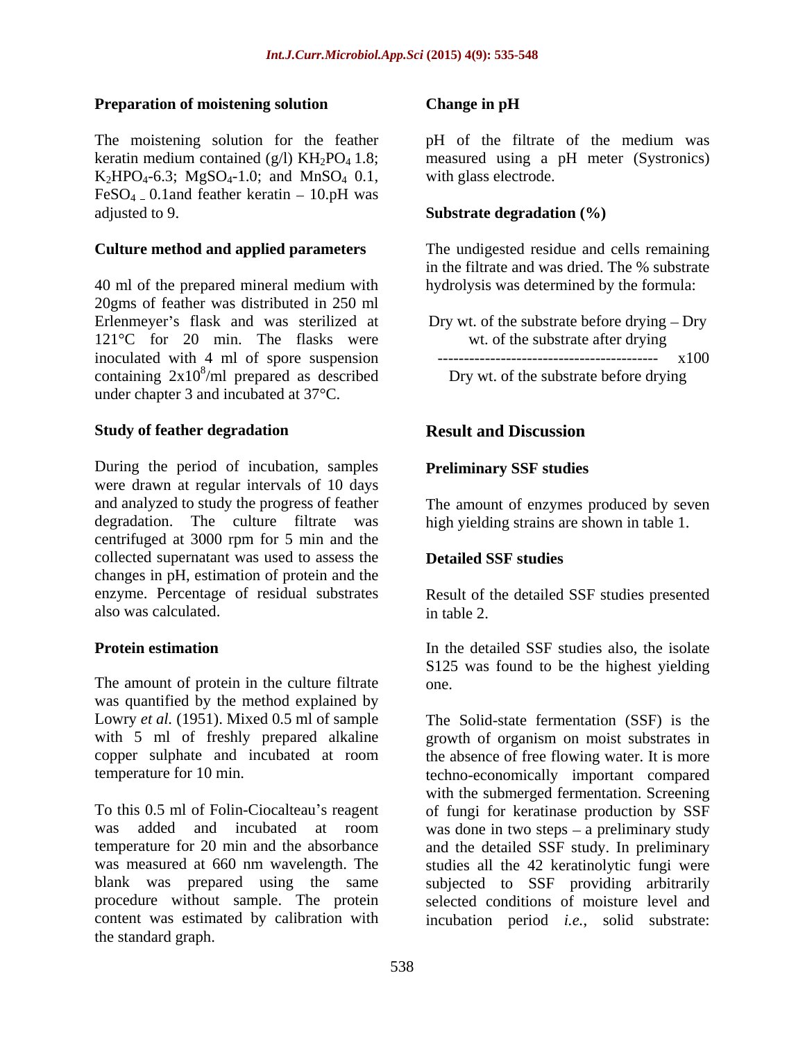### Preparation of moistening solution

The moistening solution for the feather keratin medium contained (g/l) $KH_2PO_4$ 1.8; $K_2HPO_4$-6.3; $MgSO_4$-1.0; and $MnSO_4$ 0.1, $FeSO_4$ – 0.1and feather keratin – 10.pH was adjusted to 9.

### Culture method and applied parameters

40 ml of the prepared mineral medium with 20gms of feather was distributed in 250 ml Erlenmeyer's flask and was sterilized at 121°C for 20 min. The flasks were inoculated with 4 ml of spore suspension containing $2x10^8$/ml prepared as described under chapter 3 and incubated at 37°C.

### Study of feather degradation

During the period of incubation, samples were drawn at regular intervals of 10 days and analyzed to study the progress of feather degradation. The culture filtrate was centrifuged at 3000 rpm for 5 min and the collected supernatant was used to assess the changes in pH, estimation of protein and the enzyme. Percentage of residual substrates also was calculated.

### Protein estimation

The amount of protein in the culture filtrate was quantified by the method explained by Lowry *et al.* (1951). Mixed 0.5 ml of sample with 5 ml of freshly prepared alkaline copper sulphate and incubated at room temperature for 10 min.

To this 0.5 ml of Folin-Ciocalteau's reagent was added and incubated at room temperature for 20 min and the absorbance was measured at 660 nm wavelength. The blank was prepared using the same procedure without sample. The protein content was estimated by calibration with the standard graph.

### Change in pH

pH of the filtrate of the medium was measured using a pH meter (Systronics) with glass electrode.

### Substrate degradation (%)

The undigested residue and cells remaining in the filtrate and was dried. The % substrate hydrolysis was determined by the formula:

$$\frac{\text{Dry wt. of the substrate before drying} - \text{Dry wt. of the substrate after drying}}{\text{Dry wt. of the substrate before drying}} \times 100$$

## Result and Discussion

### Preliminary SSF studies

The amount of enzymes produced by seven high yielding strains are shown in table 1.

### Detailed SSF studies

Result of the detailed SSF studies presented in table 2.

In the detailed SSF studies also, the isolate S125 was found to be the highest yielding one.

The Solid-state fermentation (SSF) is the growth of organism on moist substrates in the absence of free flowing water. It is more techno-economically important compared with the submerged fermentation. Screening of fungi for keratinase production by SSF was done in two steps – a preliminary study and the detailed SSF study. In preliminary studies all the 42 keratinolytic fungi were subjected to SSF providing arbitrarily selected conditions of moisture level and incubation period *i.e.*, solid substrate: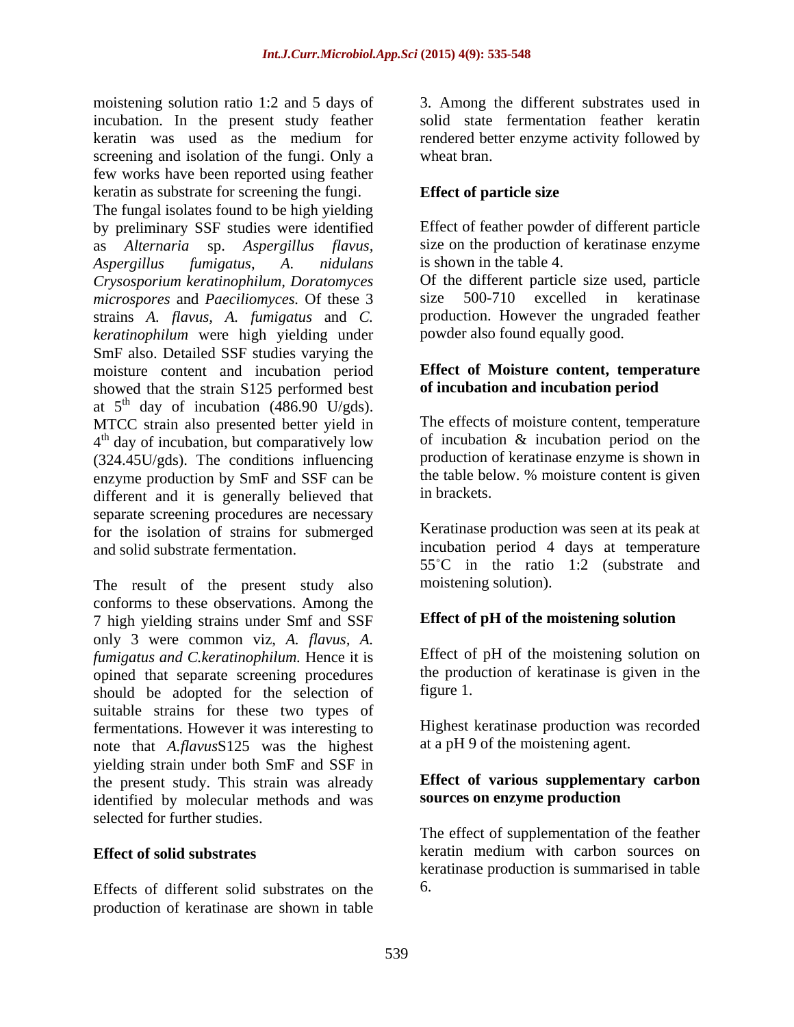moistening solution ratio 1:2 and 5 days of incubation. In the present study feather keratin was used as the medium for screening and isolation of the fungi. Only a few works have been reported using feather keratin as substrate for screening the fungi.

The fungal isolates found to be high yielding by preliminary SSF studies were identified as *Alternaria* sp. *Aspergillus flavus*, *Aspergillus fumigatus*, *A. nidulans* *Crysosporium keratinophilum*, *Doratomyces microspores* and *Paeciliomyces.* Of these 3 strains *A. flavus*, *A. fumigatus* and *C. keratinophilum* were high yielding under SmF also. Detailed SSF studies varying the moisture content and incubation period showed that the strain S125 performed best at $5^{th}$ day of incubation (486.90 U/gds). MTCC strain also presented better yield in $4^{th}$ day of incubation, but comparatively low (324.45U/gds). The conditions influencing enzyme production by SmF and SSF can be different and it is generally believed that separate screening procedures are necessary for the isolation of strains for submerged and solid substrate fermentation.

The result of the present study also conforms to these observations. Among the 7 high yielding strains under Smf and SSF only 3 were common viz, *A. flavus, A. fumigatus and C.keratinophilum.* Hence it is opined that separate screening procedures should be adopted for the selection of suitable strains for these two types of fermentations. However it was interesting to note that *A.flavus*S125 was the highest yielding strain under both SmF and SSF in the present study. This strain was already identified by molecular methods and was selected for further studies.

### Effect of solid substrates

Effects of different solid substrates on the production of keratinase are shown in table 3. Among the different substrates used in solid state fermentation feather keratin rendered better enzyme activity followed by wheat bran.

### Effect of particle size

Effect of feather powder of different particle size on the production of keratinase enzyme is shown in the table 4.

Of the different particle size used, particle size 500-710 excelled in keratinase production. However the ungraded feather powder also found equally good.

### Effect of Moisture content, temperature of incubation and incubation period

The effects of moisture content, temperature of incubation & incubation period on the production of keratinase enzyme is shown in the table below. % moisture content is given in brackets.

Keratinase production was seen at its peak at incubation period 4 days at temperature 55˚C in the ratio 1:2 (substrate and moistening solution).

### Effect of pH of the moistening solution

Effect of pH of the moistening solution on the production of keratinase is given in the figure 1.

Highest keratinase production was recorded at a pH 9 of the moistening agent.

### Effect of various supplementary carbon sources on enzyme production

The effect of supplementation of the feather keratin medium with carbon sources on keratinase production is summarised in table 6.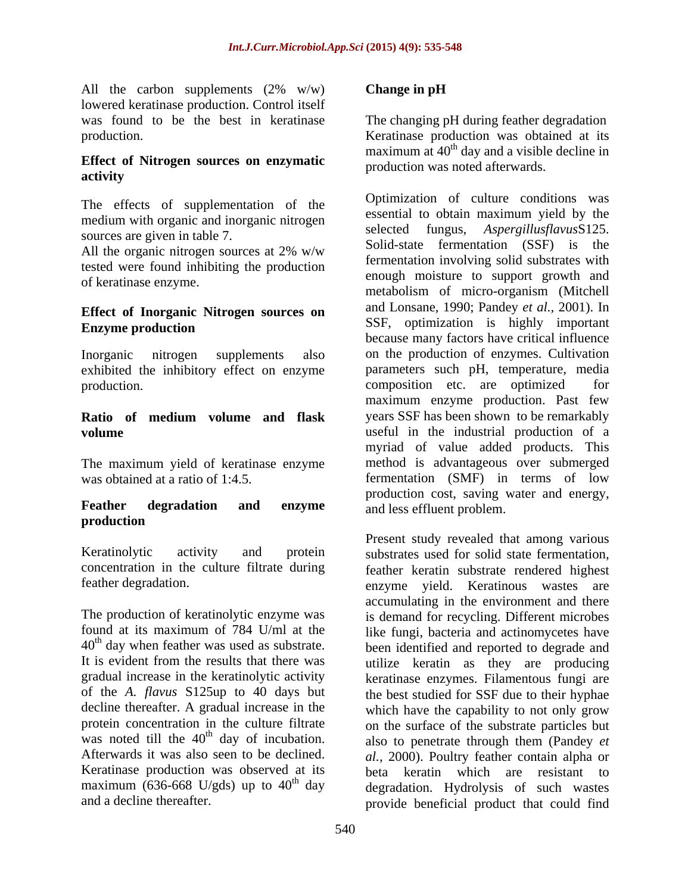All the carbon supplements (2% w/w) lowered keratinase production. Control itself was found to be the best in keratinase production.

**Effect of Nitrogen sources on enzymatic activity**

The effects of supplementation of the medium with organic and inorganic nitrogen sources are given in table 7.

All the organic nitrogen sources at 2% w/w tested were found inhibiting the production of keratinase enzyme.

**Effect of Inorganic Nitrogen sources on Enzyme production**

Inorganic nitrogen supplements also exhibited the inhibitory effect on enzyme production.

**Ratio of medium volume and flask volume**

The maximum yield of keratinase enzyme was obtained at a ratio of 1:4.5.

**Feather degradation and enzyme production**

Keratinolytic activity and protein concentration in the culture filtrate during feather degradation.

The production of keratinolytic enzyme was found at its maximum of 784 U/ml at the $40^{th}$ day when feather was used as substrate. It is evident from the results that there was gradual increase in the keratinolytic activity of the *A. flavus* S125up to 40 days but decline thereafter. A gradual increase in the protein concentration in the culture filtrate was noted till the $40^{th}$ day of incubation. Afterwards it was also seen to be declined. Keratinase production was observed at its maximum (636-668 U/gds) up to $40^{th}$ day and a decline thereafter.

**Change in pH**

The changing pH during feather degradation Keratinase production was obtained at its maximum at $40^{th}$ day and a visible decline in production was noted afterwards.

Optimization of culture conditions was essential to obtain maximum yield by the selected fungus, *Aspergillusflavus*S125. Solid-state fermentation (SSF) is the fermentation involving solid substrates with enough moisture to support growth and metabolism of micro-organism (Mitchell and Lonsane, 1990; Pandey *et al.,* 2001). In SSF, optimization is highly important because many factors have critical influence on the production of enzymes. Cultivation parameters such pH, temperature, media composition etc. are optimized for maximum enzyme production. Past few years SSF has been shown to be remarkably useful in the industrial production of a myriad of value added products. This method is advantageous over submerged fermentation (SMF) in terms of low production cost, saving water and energy, and less effluent problem.

Present study revealed that among various substrates used for solid state fermentation, feather keratin substrate rendered highest enzyme yield. Keratinous wastes are accumulating in the environment and there is demand for recycling. Different microbes like fungi, bacteria and actinomycetes have been identified and reported to degrade and utilize keratin as they are producing keratinase enzymes. Filamentous fungi are the best studied for SSF due to their hyphae which have the capability to not only grow on the surface of the substrate particles but also to penetrate through them (Pandey *et al.,* 2000). Poultry feather contain alpha or beta keratin which are resistant to degradation. Hydrolysis of such wastes provide beneficial product that could find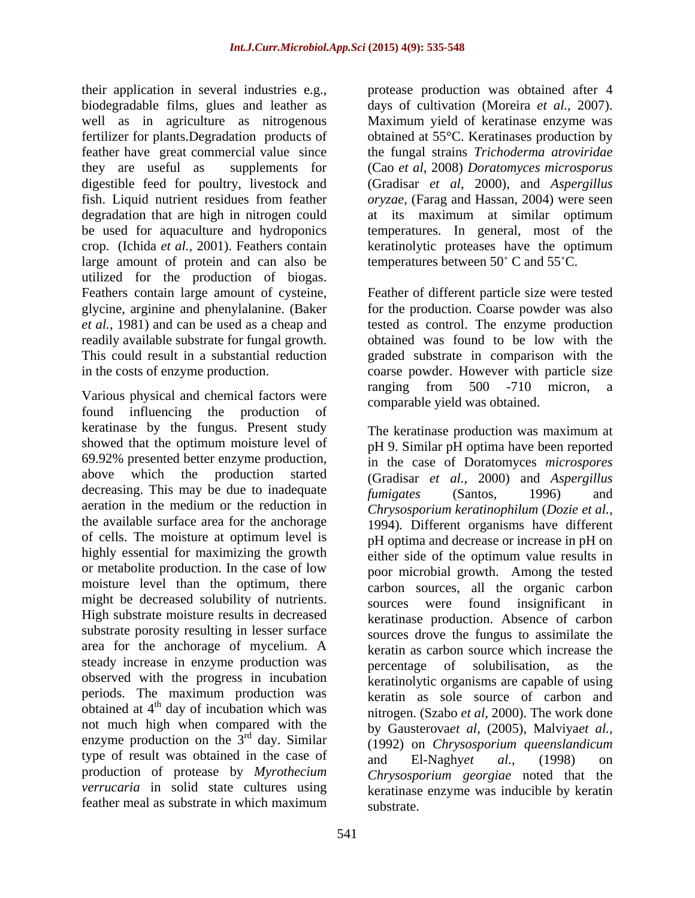their application in several industries e.g., biodegradable films, glues and leather as well as in agriculture as nitrogenous fertilizer for plants.Degradation products of feather have great commercial value since they are useful as supplements for digestible feed for poultry, livestock and fish. Liquid nutrient residues from feather degradation that are high in nitrogen could be used for aquaculture and hydroponics crop. (Ichida *et al.,* 2001). Feathers contain large amount of protein and can also be utilized for the production of biogas. Feathers contain large amount of cysteine, glycine, arginine and phenylalanine. (Baker *et al.,* 1981) and can be used as a cheap and readily available substrate for fungal growth. This could result in a substantial reduction in the costs of enzyme production.

Various physical and chemical factors were found influencing the production of keratinase by the fungus. Present study showed that the optimum moisture level of 69.92% presented better enzyme production, above which the production started decreasing. This may be due to inadequate aeration in the medium or the reduction in the available surface area for the anchorage of cells. The moisture at optimum level is highly essential for maximizing the growth or metabolite production. In the case of low moisture level than the optimum, there might be decreased solubility of nutrients. High substrate moisture results in decreased substrate porosity resulting in lesser surface area for the anchorage of mycelium. A steady increase in enzyme production was observed with the progress in incubation periods. The maximum production was obtained at 4th day of incubation which was not much high when compared with the enzyme production on the 3rd day. Similar type of result was obtained in the case of production of protease by *Myrothecium verrucaria* in solid state cultures using feather meal as substrate in which maximum protease production was obtained after 4 days of cultivation (Moreira *et al.,* 2007). Maximum yield of keratinase enzyme was obtained at 55°C. Keratinases production by the fungal strains *Trichoderma atroviridae* (Cao *et al*, 2008) *Doratomyces microsporus* (Gradisar *et al*, 2000), and *Aspergillus oryzae*, (Farag and Hassan, 2004) were seen at its maximum at similar optimum temperatures. In general, most of the keratinolytic proteases have the optimum temperatures between 50˚ C and 55˚C.

Feather of different particle size were tested for the production. Coarse powder was also tested as control. The enzyme production obtained was found to be low with the graded substrate in comparison with the coarse powder. However with particle size ranging from 500 -710 micron, a comparable yield was obtained.

The keratinase production was maximum at pH 9. Similar pH optima have been reported in the case of Doratomyces *microspores* (Gradisar *et al.,* 2000) and *Aspergillus fumigates* (Santos, 1996) and *Chrysosporium keratinophilum* (*Dozie et al.,* 1994). Different organisms have different pH optima and decrease or increase in pH on either side of the optimum value results in poor microbial growth. Among the tested carbon sources, all the organic carbon sources were found insignificant in keratinase production. Absence of carbon sources drove the fungus to assimilate the keratin as carbon source which increase the percentage of solubilisation, as the keratinolytic organisms are capable of using keratin as sole source of carbon and nitrogen. (Szabo *et al*, 2000). The work done by Gausterova*et al*, (2005), Malviya*et al.,* (1992) on *Chrysosporium queenslandicum* and El-Naghy*et al.,* (1998) on *Chrysosporium georgiae* noted that the keratinase enzyme was inducible by keratin substrate.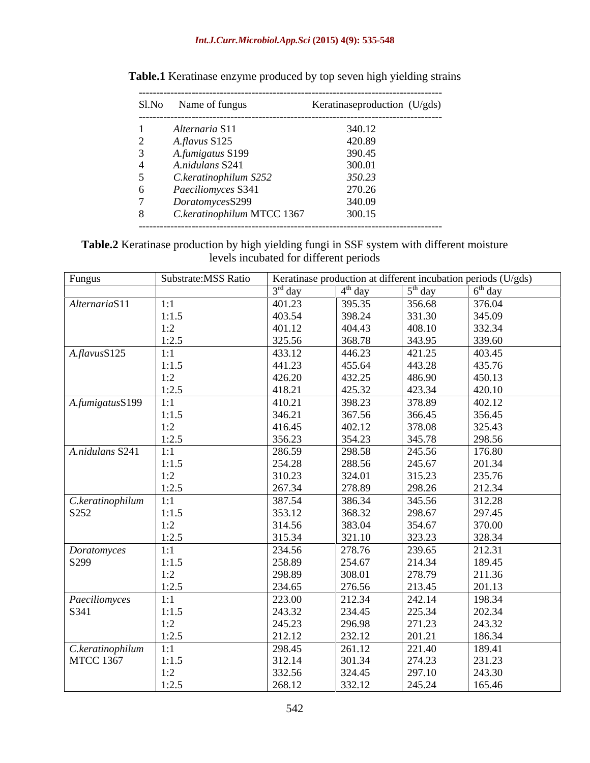**Table.1** Keratinase enzyme produced by top seven high yielding strains

| Sl.No | Name of fungus | Keratinaseproduction (U/gds) |
|---|---|---|
| 1 | *Alternaria* S11 | 340.12 |
| 2 | *A.flavus* S125 | 420.89 |
| 3 | *A.fumigatus* S199 | 390.45 |
| 4 | *A.nidulans* S241 | 300.01 |
| 5 | *C.keratinophilum S252* | *350.23* |
| 6 | *Paeciliomyces* S341 | 270.26 |
| 7 | *Doratomyces*S299 | 340.09 |
| 8 | *C.keratinophilum* MTCC 1367 | 300.15 |

**Table.2** Keratinase production by high yielding fungi in SSF system with different moisture levels incubated for different periods

| Fungus | Substrate:MSS Ratio | Keratinase production at different incubation periods (U/gds) | | | |
|---|---|---|---|---|---|
| | | 3rd day | 4th day | 5th day | 6th day |
| *Alternaria*S11 | 1:1 | 401.23 | 395.35 | 356.68 | 376.04 |
| | 1:1.5 | 403.54 | 398.24 | 331.30 | 345.09 |
| | 1:2 | 401.12 | 404.43 | 408.10 | 332.34 |
| | 1:2.5 | 325.56 | 368.78 | 343.95 | 339.60 |
| *A.flavus*S125 | 1:1 | 433.12 | 446.23 | 421.25 | 403.45 |
| | 1:1.5 | 441.23 | 455.64 | 443.28 | 435.76 |
| | 1:2 | 426.20 | 432.25 | 486.90 | 450.13 |
| | 1:2.5 | 418.21 | 425.32 | 423.34 | 420.10 |
| *A.fumigatus*S199 | 1:1 | 410.21 | 398.23 | 378.89 | 402.12 |
| | 1:1.5 | 346.21 | 367.56 | 366.45 | 356.45 |
| | 1:2 | 416.45 | 402.12 | 378.08 | 325.43 |
| | 1:2.5 | 356.23 | 354.23 | 345.78 | 298.56 |
| *A.nidulans* S241 | 1:1 | 286.59 | 298.58 | 245.56 | 176.80 |
| | 1:1.5 | 254.28 | 288.56 | 245.67 | 201.34 |
| | 1:2 | 310.23 | 324.01 | 315.23 | 235.76 |
| | 1:2.5 | 267.34 | 278.89 | 298.26 | 212.34 |
| *C.keratinophilum* S252 | 1:1 | 387.54 | 386.34 | 345.56 | 312.28 |
| | 1:1.5 | 353.12 | 368.32 | 298.67 | 297.45 |
| | 1:2 | 314.56 | 383.04 | 354.67 | 370.00 |
| | 1:2.5 | 315.34 | 321.10 | 323.23 | 328.34 |
| *Doratomyces* S299 | 1:1 | 234.56 | 278.76 | 239.65 | 212.31 |
| | 1:1.5 | 258.89 | 254.67 | 214.34 | 189.45 |
| | 1:2 | 298.89 | 308.01 | 278.79 | 211.36 |
| | 1:2.5 | 234.65 | 276.56 | 213.45 | 201.13 |
| *Paeciliomyces* S341 | 1:1 | 223.00 | 212.34 | 242.14 | 198.34 |
| | 1:1.5 | 243.32 | 234.45 | 225.34 | 202.34 |
| | 1:2 | 245.23 | 296.98 | 271.23 | 243.32 |
| | 1:2.5 | 212.12 | 232.12 | 201.21 | 186.34 |
| *C.keratinophilum* MTCC 1367 | 1:1 | 298.45 | 261.12 | 221.40 | 189.41 |
| | 1:1.5 | 312.14 | 301.34 | 274.23 | 231.23 |
| | 1:2 | 332.56 | 324.45 | 297.10 | 243.30 |
| | 1:2.5 | 268.12 | 332.12 | 245.24 | 165.46 |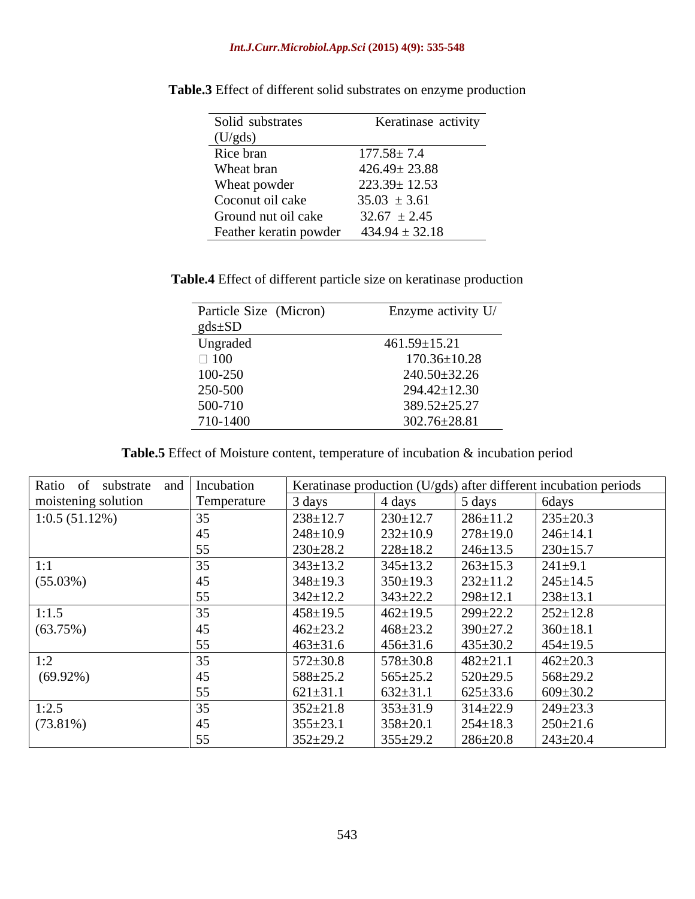**Table.3** Effect of different solid substrates on enzyme production

| Solid substrates | Keratinase activity (U/gds) |
|---|---|
| Rice bran | 177.58± 7.4 |
| Wheat bran | 426.49± 23.88 |
| Wheat powder | 223.39± 12.53 |
| Coconut oil cake | 35.03 ± 3.61 |
| Ground nut oil cake | 32.67 ± 2.45 |
| Feather keratin powder | 434.94 ± 32.18 |

**Table.4** Effect of different particle size on keratinase production

| Particle Size (Micron) | Enzyme activity U/ gds±SD |
|---|---|
| Ungraded | 461.59±15.21 |
| □ 100 | 170.36±10.28 |
| 100-250 | 240.50±32.26 |
| 250-500 | 294.42±12.30 |
| 500-710 | 389.52±25.27 |
| 710-1400 | 302.76±28.81 |

**Table.5** Effect of Moisture content, temperature of incubation & incubation period

| Ratio of substrate and moistening solution | Incubation Temperature | Keratinase production (U/gds) after different incubation periods | | | |
|---|---|---|---|---|---|
| | | 3 days | 4 days | 5 days | 6days |
| 1:0.5 (51.12%) | 35 | 238±12.7 | 230±12.7 | 286±11.2 | 235±20.3 |
| | 45 | 248±10.9 | 232±10.9 | 278±19.0 | 246±14.1 |
| | 55 | 230±28.2 | 228±18.2 | 246±13.5 | 230±15.7 |
| 1:1 (55.03%) | 35 | 343±13.2 | 345±13.2 | 263±15.3 | 241±9.1 |
| | 45 | 348±19.3 | 350±19.3 | 232±11.2 | 245±14.5 |
| | 55 | 342±12.2 | 343±22.2 | 298±12.1 | 238±13.1 |
| 1:1.5 (63.75%) | 35 | 458±19.5 | 462±19.5 | 299±22.2 | 252±12.8 |
| | 45 | 462±23.2 | 468±23.2 | 390±27.2 | 360±18.1 |
| | 55 | 463±31.6 | 456±31.6 | 435±30.2 | 454±19.5 |
| 1:2 (69.92%) | 35 | 572±30.8 | 578±30.8 | 482±21.1 | 462±20.3 |
| | 45 | 588±25.2 | 565±25.2 | 520±29.5 | 568±29.2 |
| | 55 | 621±31.1 | 632±31.1 | 625±33.6 | 609±30.2 |
| 1:2.5 (73.81%) | 35 | 352±21.8 | 353±31.9 | 314±22.9 | 249±23.3 |
| | 45 | 355±23.1 | 358±20.1 | 254±18.3 | 250±21.6 |
| | 55 | 352±29.2 | 355±29.2 | 286±20.8 | 243±20.4 |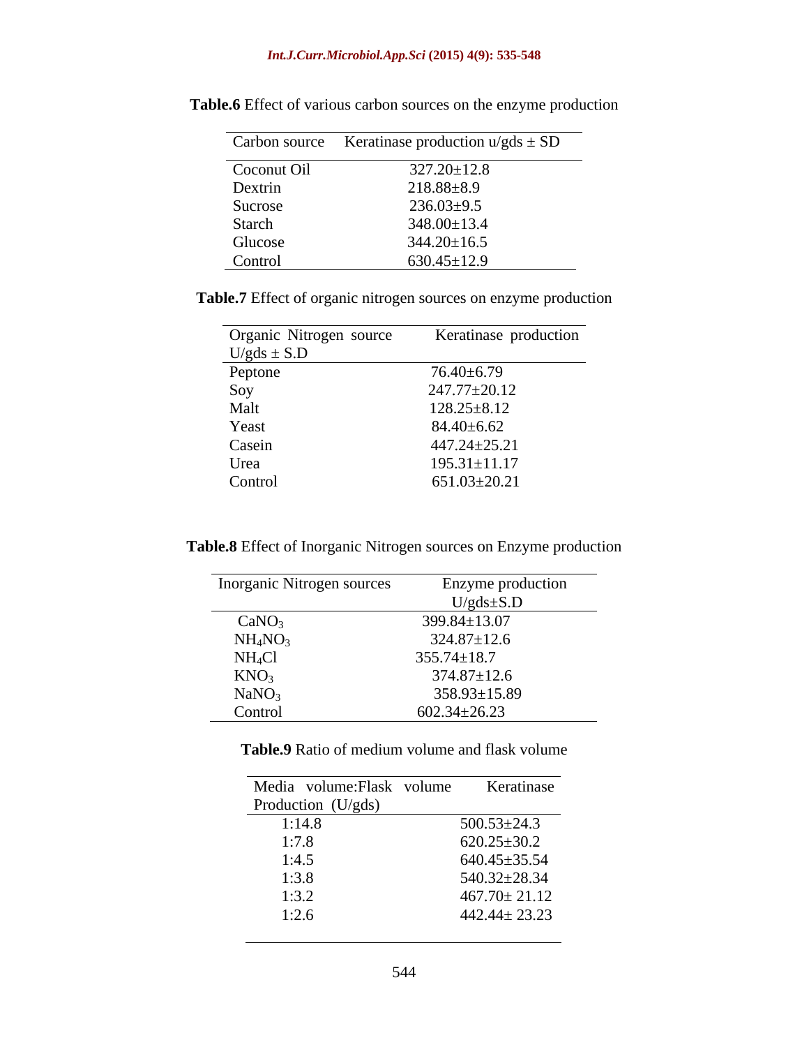**Table.6** Effect of various carbon sources on the enzyme production

| Carbon source | Keratinase production u/gds ± SD |
|---|---|
| Coconut Oil | 327.20±12.8 |
| Dextrin | 218.88±8.9 |
| Sucrose | 236.03±9.5 |
| Starch | 348.00±13.4 |
| Glucose | 344.20±16.5 |
| Control | 630.45±12.9 |

**Table.7** Effect of organic nitrogen sources on enzyme production

| Organic Nitrogen source | Keratinase production U/gds ± S.D |
|---|---|
| Peptone | 76.40±6.79 |
| Soy | 247.77±20.12 |
| Malt | 128.25±8.12 |
| Yeast | 84.40±6.62 |
| Casein | 447.24±25.21 |
| Urea | 195.31±11.17 |
| Control | 651.03±20.21 |

**Table.8** Effect of Inorganic Nitrogen sources on Enzyme production

| Inorganic Nitrogen sources | Enzyme production U/gds±S.D |
|---|---|
| $CaNO_3$ | 399.84±13.07 |
| $NH_4NO_3$ | 324.87±12.6 |
| $NH_4Cl$ | 355.74±18.7 |
| $KNO_3$ | 374.87±12.6 |
| $NaNO_3$ | 358.93±15.89 |
| Control | 602.34±26.23 |

**Table.9** Ratio of medium volume and flask volume

| Media volume:Flask volume | Keratinase Production (U/gds) |
|---|---|
| 1:14.8 | 500.53±24.3 |
| 1:7.8 | 620.25±30.2 |
| 1:4.5 | 640.45±35.54 |
| 1:3.8 | 540.32±28.34 |
| 1:3.2 | 467.70± 21.12 |
| 1:2.6 | 442.44± 23.23 |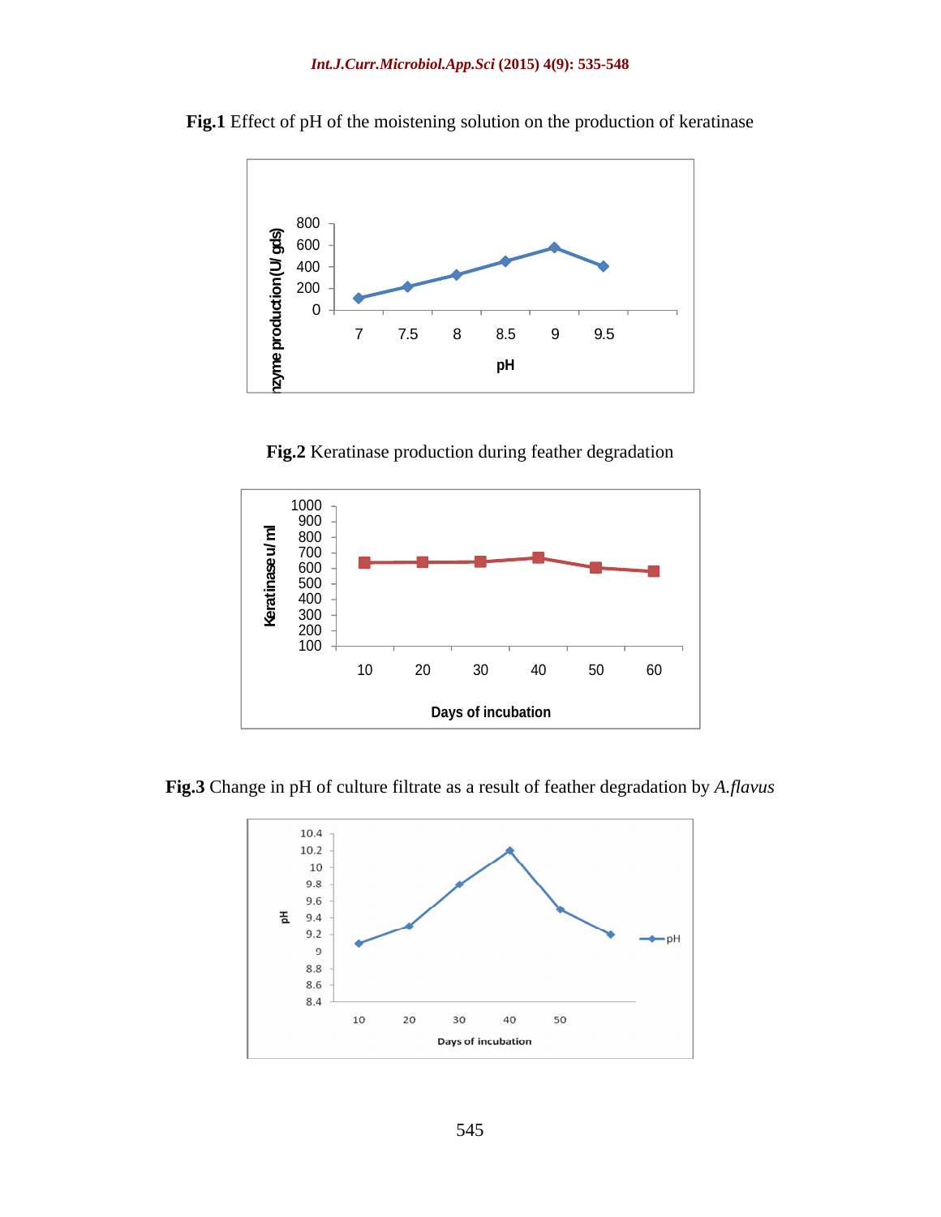**Fig.1** Effect of pH of the moistening solution on the production of keratinase

**Fig.2** Keratinase production during feather degradation

**Fig.3** Change in pH of culture filtrate as a result of feather degradation by *A.flavus*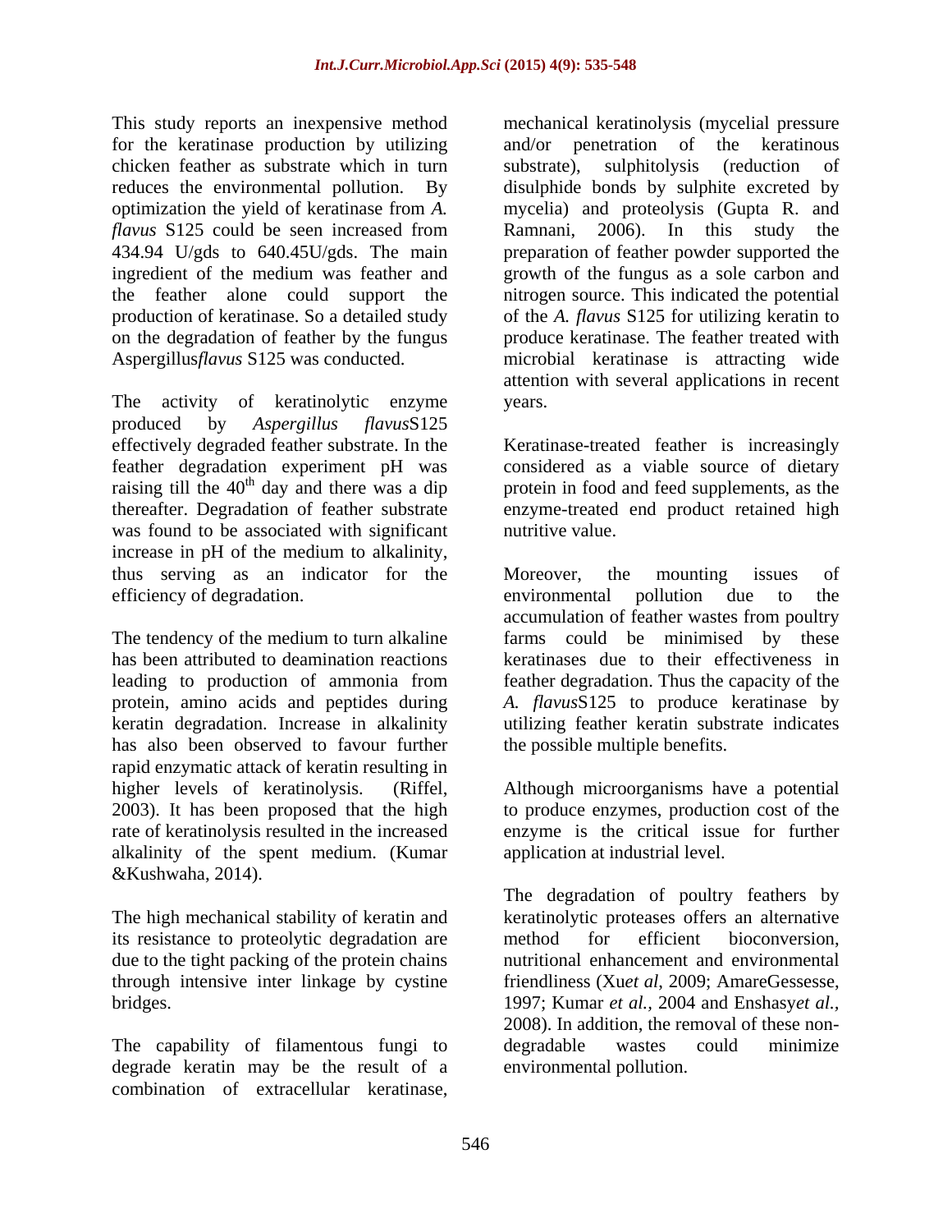This study reports an inexpensive method for the keratinase production by utilizing chicken feather as substrate which in turn reduces the environmental pollution. By optimization the yield of keratinase from *A. flavus* S125 could be seen increased from 434.94 U/gds to 640.45U/gds. The main ingredient of the medium was feather and the feather alone could support the production of keratinase. So a detailed study on the degradation of feather by the fungus Aspergillus*flavus* S125 was conducted.

The activity of keratinolytic enzyme produced by *Aspergillus flavus*S125 effectively degraded feather substrate. In the feather degradation experiment pH was raising till the $40^{th}$ day and there was a dip thereafter. Degradation of feather substrate was found to be associated with significant increase in pH of the medium to alkalinity, thus serving as an indicator for the efficiency of degradation.

The tendency of the medium to turn alkaline has been attributed to deamination reactions leading to production of ammonia from protein, amino acids and peptides during keratin degradation. Increase in alkalinity has also been observed to favour further rapid enzymatic attack of keratin resulting in higher levels of keratinolysis. (Riffel, 2003). It has been proposed that the high rate of keratinolysis resulted in the increased alkalinity of the spent medium. (Kumar &Kushwaha, 2014).

The high mechanical stability of keratin and its resistance to proteolytic degradation are due to the tight packing of the protein chains through intensive inter linkage by cystine bridges.

The capability of filamentous fungi to degrade keratin may be the result of a combination of extracellular keratinase, mechanical keratinolysis (mycelial pressure and/or penetration of the keratinous substrate), sulphitolysis (reduction of disulphide bonds by sulphite excreted by mycelia) and proteolysis (Gupta R. and Ramnani, 2006). In this study the preparation of feather powder supported the growth of the fungus as a sole carbon and nitrogen source. This indicated the potential of the *A. flavus* S125 for utilizing keratin to produce keratinase. The feather treated with microbial keratinase is attracting wide attention with several applications in recent years.

Keratinase-treated feather is increasingly considered as a viable source of dietary protein in food and feed supplements, as the enzyme-treated end product retained high nutritive value.

Moreover, the mounting issues of environmental pollution due to the accumulation of feather wastes from poultry farms could be minimised by these keratinases due to their effectiveness in feather degradation. Thus the capacity of the *A. flavus*S125 to produce keratinase by utilizing feather keratin substrate indicates the possible multiple benefits.

Although microorganisms have a potential to produce enzymes, production cost of the enzyme is the critical issue for further application at industrial level.

The degradation of poultry feathers by keratinolytic proteases offers an alternative method for efficient bioconversion, nutritional enhancement and environmental friendliness (Xu*et al*, 2009; AmareGessesse, 1997; Kumar *et al.*, 2004 and Enshasy*et al.*, 2008). In addition, the removal of these non-degradable wastes could minimize environmental pollution.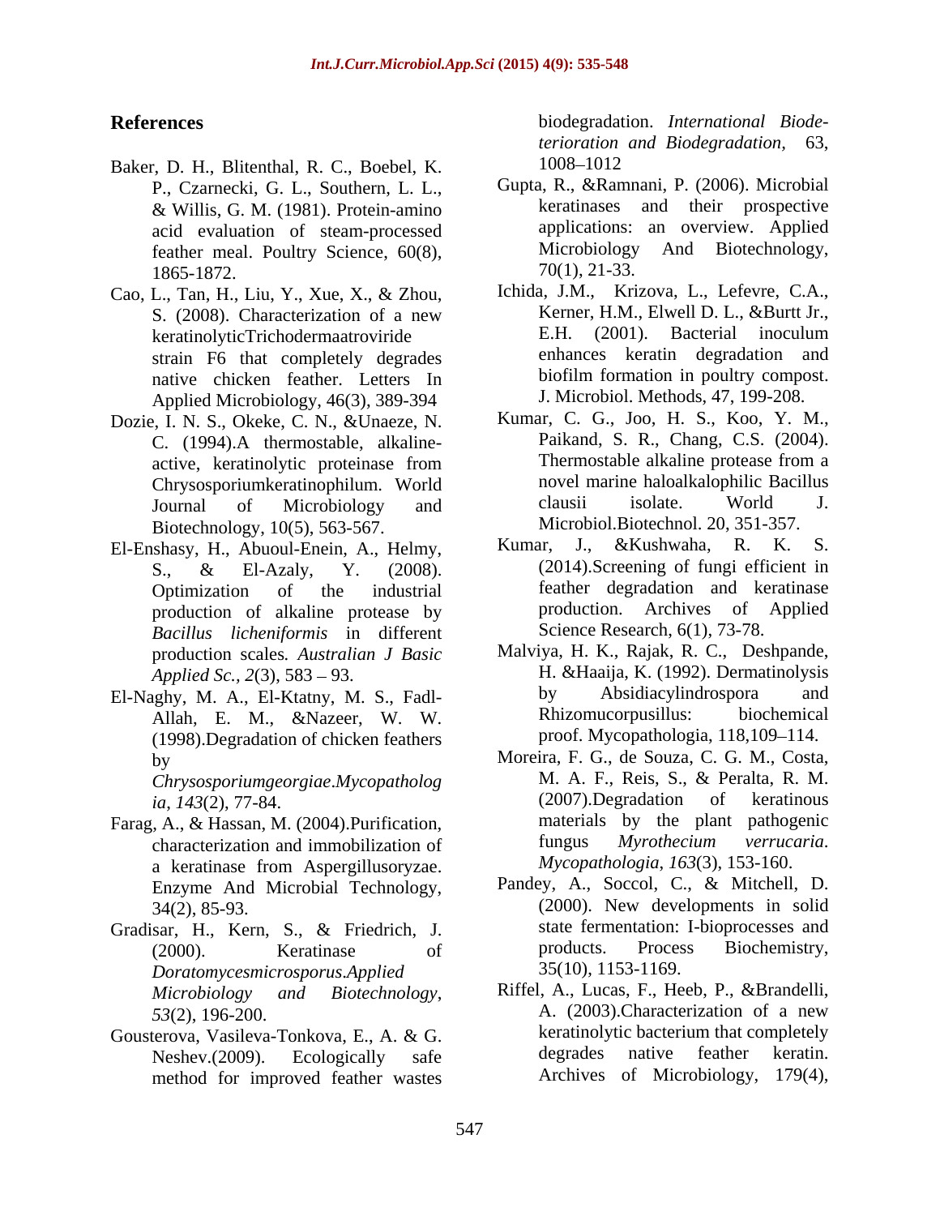## References

Baker, D. H., Blitenthal, R. C., Boebel, K. P., Czarnecki, G. L., Southern, L. L., & Willis, G. M. (1981). Protein-amino acid evaluation of steam-processed feather meal. Poultry Science, 60(8), 1865-1872.

Cao, L., Tan, H., Liu, Y., Xue, X., & Zhou, S. (2008). Characterization of a new keratinolyticTrichodermaatroviride strain F6 that completely degrades native chicken feather. Letters In Applied Microbiology, 46(3), 389-394

Dozie, I. N. S., Okeke, C. N., &Unaeze, N. C. (1994).A thermostable, alkaline-active, keratinolytic proteinase from Chrysosporiumkeratinophilum. World Journal of Microbiology and Biotechnology, 10(5), 563-567.

El-Enshasy, H., Abuoul-Enein, A., Helmy, S., & El-Azaly, Y. (2008). Optimization of the industrial production of alkaline protease by *Bacillus licheniformis* in different production scales*. Australian J Basic Applied Sc., 2*(3), 583 – 93.

El-Naghy, M. A., El-Ktatny, M. S., Fadl-Allah, E. M., &Nazeer, W. W. (1998).Degradation of chicken feathers by *Chrysosporiumgeorgiae*.*Mycopathologia*, *143*(2), 77-84.

Farag, A., & Hassan, M. (2004).Purification, characterization and immobilization of a keratinase from Aspergillusoryzae. Enzyme And Microbial Technology, 34(2), 85-93.

Gradisar, H., Kern, S., & Friedrich, J. (2000). Keratinase of *Doratomycesmicrosporus*.*Applied Microbiology and Biotechnology*, *53*(2), 196-200.

Gousterova, Vasileva-Tonkova, E., A. & G. Neshev.(2009). Ecologically safe method for improved feather wastes biodegradation. *International Biodeterioration and Biodegradation,* 63, 1008–1012

Gupta, R., &Ramnani, P. (2006). Microbial keratinases and their prospective applications: an overview. Applied Microbiology And Biotechnology, 70(1), 21-33.

Ichida, J.M., Krizova, L., Lefevre, C.A., Kerner, H.M., Elwell D. L., &Burtt Jr., E.H. (2001). Bacterial inoculum enhances keratin degradation and biofilm formation in poultry compost. J. Microbiol. Methods, 47, 199-208.

Kumar, C. G., Joo, H. S., Koo, Y. M., Paikand, S. R., Chang, C.S. (2004). Thermostable alkaline protease from a novel marine haloalkalophilic Bacillus clausii isolate. World J. Microbiol.Biotechnol. 20, 351-357.

Kumar, J., &Kushwaha, R. K. S. (2014).Screening of fungi efficient in feather degradation and keratinase production. Archives of Applied Science Research, 6(1), 73-78.

Malviya, H. K., Rajak, R. C., Deshpande, H. &Haaija, K. (1992). Dermatinolysis by Absidiacylindrospora and Rhizomucorpusillus: biochemical proof. Mycopathologia, 118,109–114.

Moreira, F. G., de Souza, C. G. M., Costa, M. A. F., Reis, S., & Peralta, R. M. (2007).Degradation of keratinous materials by the plant pathogenic fungus *Myrothecium verrucaria*. *Mycopathologia*, *163*(3), 153-160.

Pandey, A., Soccol, C., & Mitchell, D. (2000). New developments in solid state fermentation: I-bioprocesses and products. Process Biochemistry, 35(10), 1153-1169.

Riffel, A., Lucas, F., Heeb, P., &Brandelli, A. (2003).Characterization of a new keratinolytic bacterium that completely degrades native feather keratin. Archives of Microbiology, 179(4),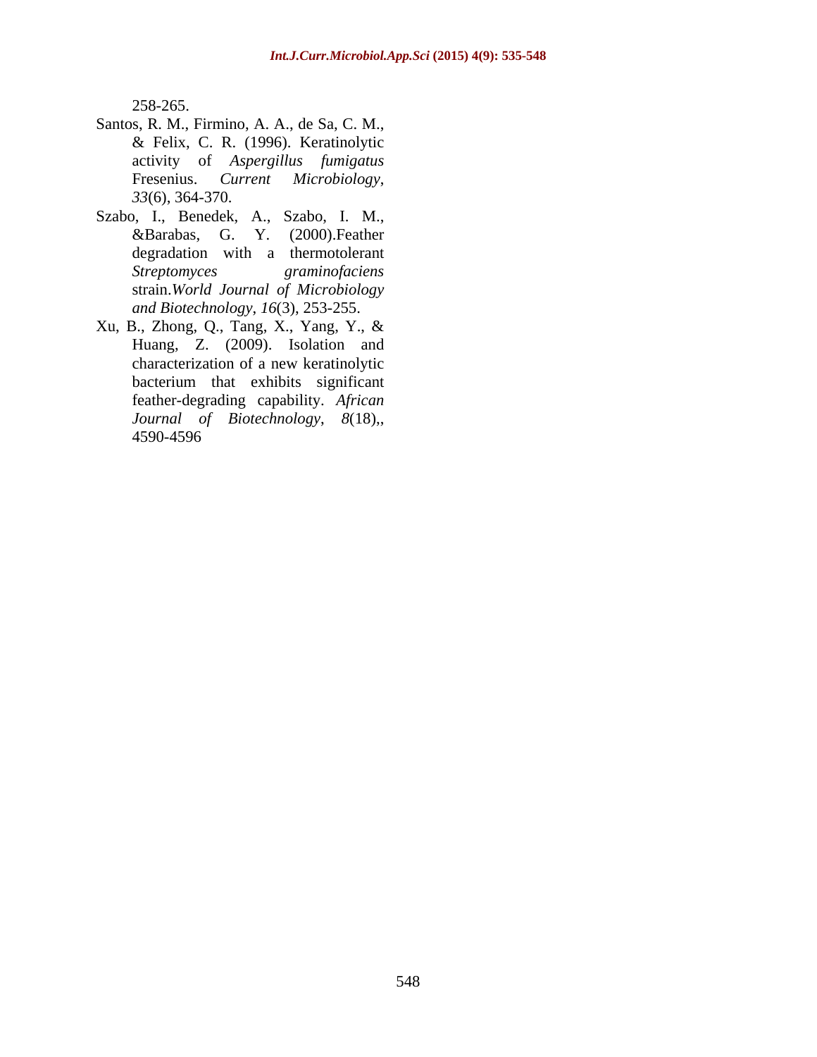258-265.

Santos, R. M., Firmino, A. A., de Sa, C. M., & Felix, C. R. (1996). Keratinolytic activity of *Aspergillus fumigatus* Fresenius. *Current Microbiology*, *33*(6), 364-370.

Szabo, I., Benedek, A., Szabo, I. M., &Barabas, G. Y. (2000).Feather degradation with a thermotolerant *Streptomyces graminofaciens* strain.*World Journal of Microbiology and Biotechnology*, *16*(3), 253-255.

Xu, B., Zhong, Q., Tang, X., Yang, Y., & Huang, Z. (2009). Isolation and characterization of a new keratinolytic bacterium that exhibits significant feather-degrading capability. *African Journal of Biotechnology*, *8*(18),, 4590-4596